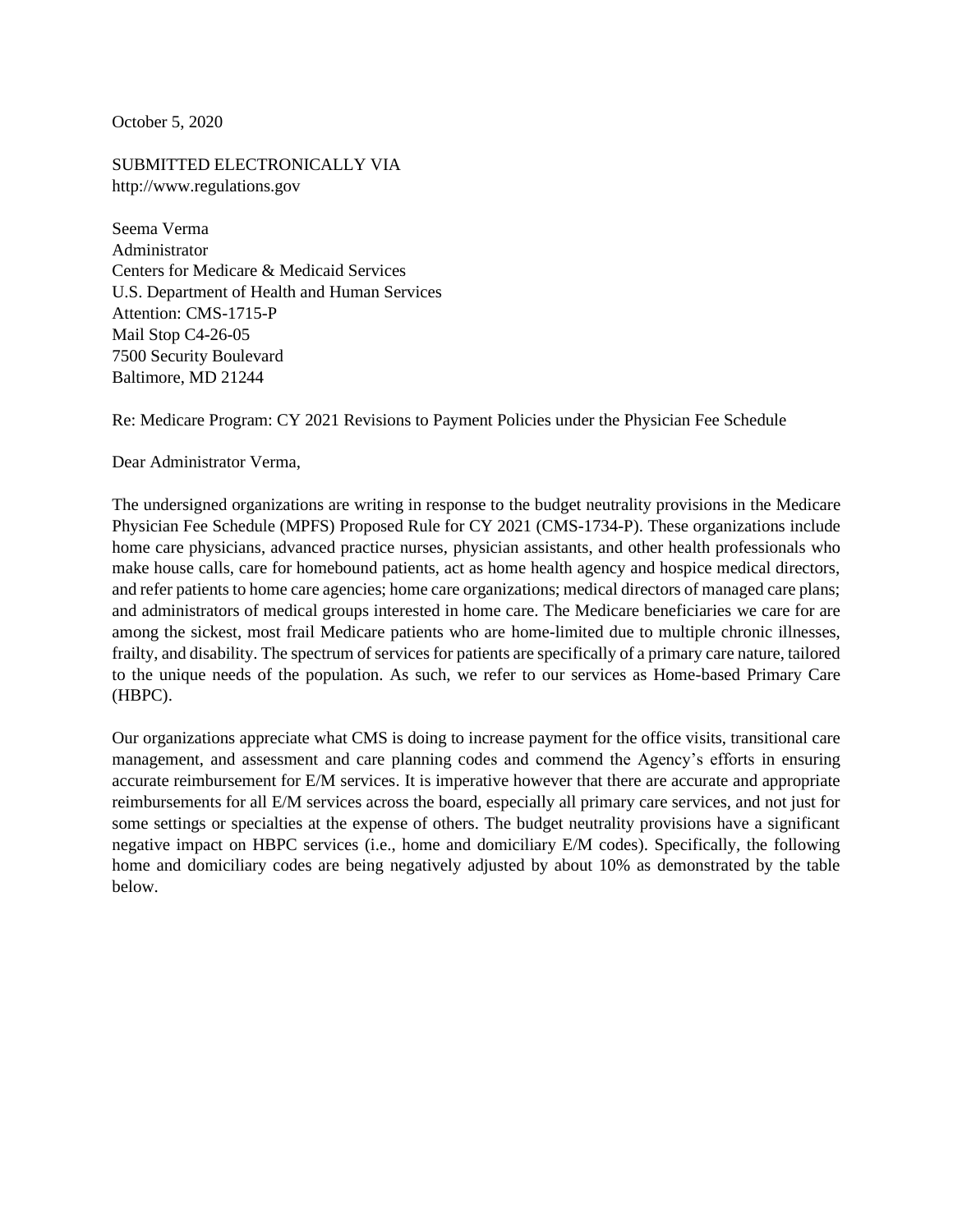October 5, 2020

SUBMITTED ELECTRONICALLY VIA
http://www.regulations.gov

Seema Verma
Administrator
Centers for Medicare & Medicaid Services
U.S. Department of Health and Human Services
Attention: CMS-1715-P
Mail Stop C4-26-05
7500 Security Boulevard
Baltimore, MD 21244

Re: Medicare Program: CY 2021 Revisions to Payment Policies under the Physician Fee Schedule

Dear Administrator Verma,

The undersigned organizations are writing in response to the budget neutrality provisions in the Medicare Physician Fee Schedule (MPFS) Proposed Rule for CY 2021 (CMS-1734-P). These organizations include home care physicians, advanced practice nurses, physician assistants, and other health professionals who make house calls, care for homebound patients, act as home health agency and hospice medical directors, and refer patients to home care agencies; home care organizations; medical directors of managed care plans; and administrators of medical groups interested in home care. The Medicare beneficiaries we care for are among the sickest, most frail Medicare patients who are home-limited due to multiple chronic illnesses, frailty, and disability. The spectrum of services for patients are specifically of a primary care nature, tailored to the unique needs of the population. As such, we refer to our services as Home-based Primary Care (HBPC).

Our organizations appreciate what CMS is doing to increase payment for the office visits, transitional care management, and assessment and care planning codes and commend the Agency's efforts in ensuring accurate reimbursement for E/M services. It is imperative however that there are accurate and appropriate reimbursements for all E/M services across the board, especially all primary care services, and not just for some settings or specialties at the expense of others. The budget neutrality provisions have a significant negative impact on HBPC services (i.e., home and domiciliary E/M codes). Specifically, the following home and domiciliary codes are being negatively adjusted by about 10% as demonstrated by the table below.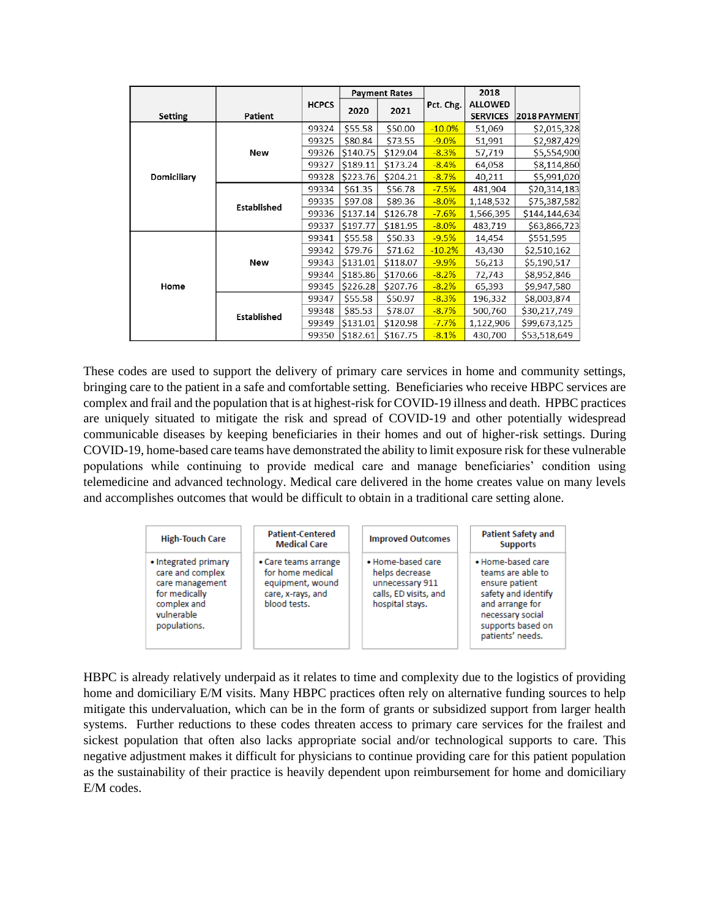| Setting | Patient | HCPCS | Payment Rates | | Pct. Chg. | 2018 ALLOWED SERVICES | 2018 PAYMENT |
|---|---|---|---|---|---|---|---|
| | | | 2020 | 2021 | | | |
| Domiciliary | New | 99324 | $55.58 | $50.00 | -10.0% | 51,069 | $2,015,328 |
| | | 99325 | $80.84 | $73.55 | -9.0% | 51,991 | $2,987,429 |
| | | 99326 | $140.75 | $129.04 | -8.3% | 57,719 | $5,554,900 |
| | | 99327 | $189.11 | $173.24 | -8.4% | 64,058 | $8,114,860 |
| | | 99328 | $223.76 | $204.21 | -8.7% | 40,211 | $5,991,020 |
| | Established | 99334 | $61.35 | $56.78 | -7.5% | 481,904 | $20,314,183 |
| | | 99335 | $97.08 | $89.36 | -8.0% | 1,148,532 | $75,387,582 |
| | | 99336 | $137.14 | $126.78 | -7.6% | 1,566,395 | $144,144,634 |
| | | 99337 | $197.77 | $181.95 | -8.0% | 483,719 | $63,866,723 |
| Home | New | 99341 | $55.58 | $50.33 | -9.5% | 14,454 | $551,595 |
| | | 99342 | $79.76 | $71.62 | -10.2% | 43,430 | $2,510,162 |
| | | 99343 | $131.01 | $118.07 | -9.9% | 56,213 | $5,190,517 |
| | | 99344 | $185.86 | $170.66 | -8.2% | 72,743 | $8,952,846 |
| | | 99345 | $226.28 | $207.76 | -8.2% | 65,393 | $9,947,580 |
| | Established | 99347 | $55.58 | $50.97 | -8.3% | 196,332 | $8,003,874 |
| | | 99348 | $85.53 | $78.07 | -8.7% | 500,760 | $30,217,749 |
| | | 99349 | $131.01 | $120.98 | -7.7% | 1,122,906 | $99,673,125 |
| | | 99350 | $182.61 | $167.75 | -8.1% | 430,700 | $53,518,649 |

These codes are used to support the delivery of primary care services in home and community settings, bringing care to the patient in a safe and comfortable setting. Beneficiaries who receive HBPC services are complex and frail and the population that is at highest-risk for COVID-19 illness and death. HPBC practices are uniquely situated to mitigate the risk and spread of COVID-19 and other potentially widespread communicable diseases by keeping beneficiaries in their homes and out of higher-risk settings. During COVID-19, home-based care teams have demonstrated the ability to limit exposure risk for these vulnerable populations while continuing to provide medical care and manage beneficiaries' condition using telemedicine and advanced technology. Medical care delivered in the home creates value on many levels and accomplishes outcomes that would be difficult to obtain in a traditional care setting alone.

| High-Touch Care | Patient-Centered Medical Care | Improved Outcomes | Patient Safety and Supports |
|---|---|---|---|
| • Integrated primary care and complex care management for medically complex and vulnerable populations. | • Care teams arrange for home medical equipment, wound care, x-rays, and blood tests. | • Home-based care helps decrease unnecessary 911 calls, ED visits, and hospital stays. | • Home-based care teams are able to ensure patient safety and identify and arrange for necessary social supports based on patients' needs. |

HBPC is already relatively underpaid as it relates to time and complexity due to the logistics of providing home and domiciliary E/M visits. Many HBPC practices often rely on alternative funding sources to help mitigate this undervaluation, which can be in the form of grants or subsidized support from larger health systems. Further reductions to these codes threaten access to primary care services for the frailest and sickest population that often also lacks appropriate social and/or technological supports to care. This negative adjustment makes it difficult for physicians to continue providing care for this patient population as the sustainability of their practice is heavily dependent upon reimbursement for home and domiciliary E/M codes.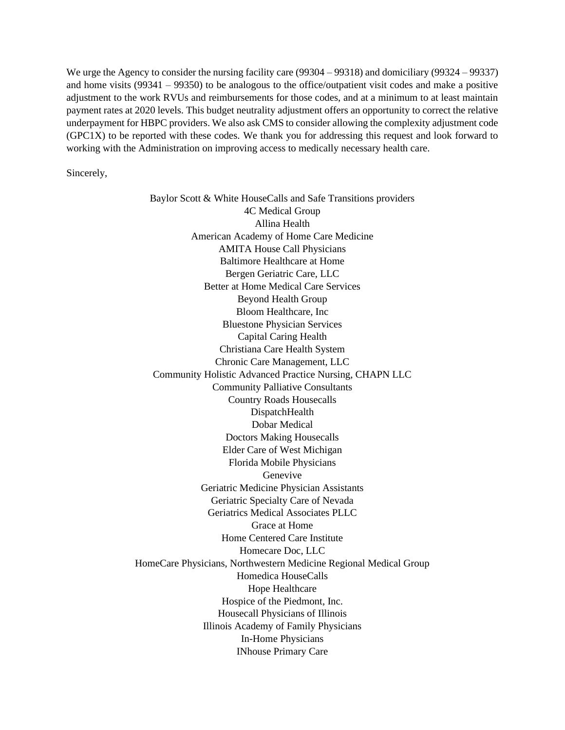We urge the Agency to consider the nursing facility care (99304 – 99318) and domiciliary (99324 – 99337) and home visits (99341 – 99350) to be analogous to the office/outpatient visit codes and make a positive adjustment to the work RVUs and reimbursements for those codes, and at a minimum to at least maintain payment rates at 2020 levels. This budget neutrality adjustment offers an opportunity to correct the relative underpayment for HBPC providers. We also ask CMS to consider allowing the complexity adjustment code (GPC1X) to be reported with these codes. We thank you for addressing this request and look forward to working with the Administration on improving access to medically necessary health care.

Sincerely,

Baylor Scott & White HouseCalls and Safe Transitions providers  
4C Medical Group  
Allina Health  
American Academy of Home Care Medicine  
AMITA House Call Physicians  
Baltimore Healthcare at Home  
Bergen Geriatric Care, LLC  
Better at Home Medical Care Services  
Beyond Health Group  
Bloom Healthcare, Inc  
Bluestone Physician Services  
Capital Caring Health  
Christiana Care Health System  
Chronic Care Management, LLC  
Community Holistic Advanced Practice Nursing, CHAPN LLC  
Community Palliative Consultants  
Country Roads Housecalls  
DispatchHealth  
Dobar Medical  
Doctors Making Housecalls  
Elder Care of West Michigan  
Florida Mobile Physicians  
Genevive  
Geriatric Medicine Physician Assistants  
Geriatric Specialty Care of Nevada  
Geriatrics Medical Associates PLLC  
Grace at Home  
Home Centered Care Institute  
Homecare Doc, LLC  
HomeCare Physicians, Northwestern Medicine Regional Medical Group  
Homedica HouseCalls  
Hope Healthcare  
Hospice of the Piedmont, Inc.  
Housecall Physicians of Illinois  
Illinois Academy of Family Physicians  
In-Home Physicians  
INhouse Primary Care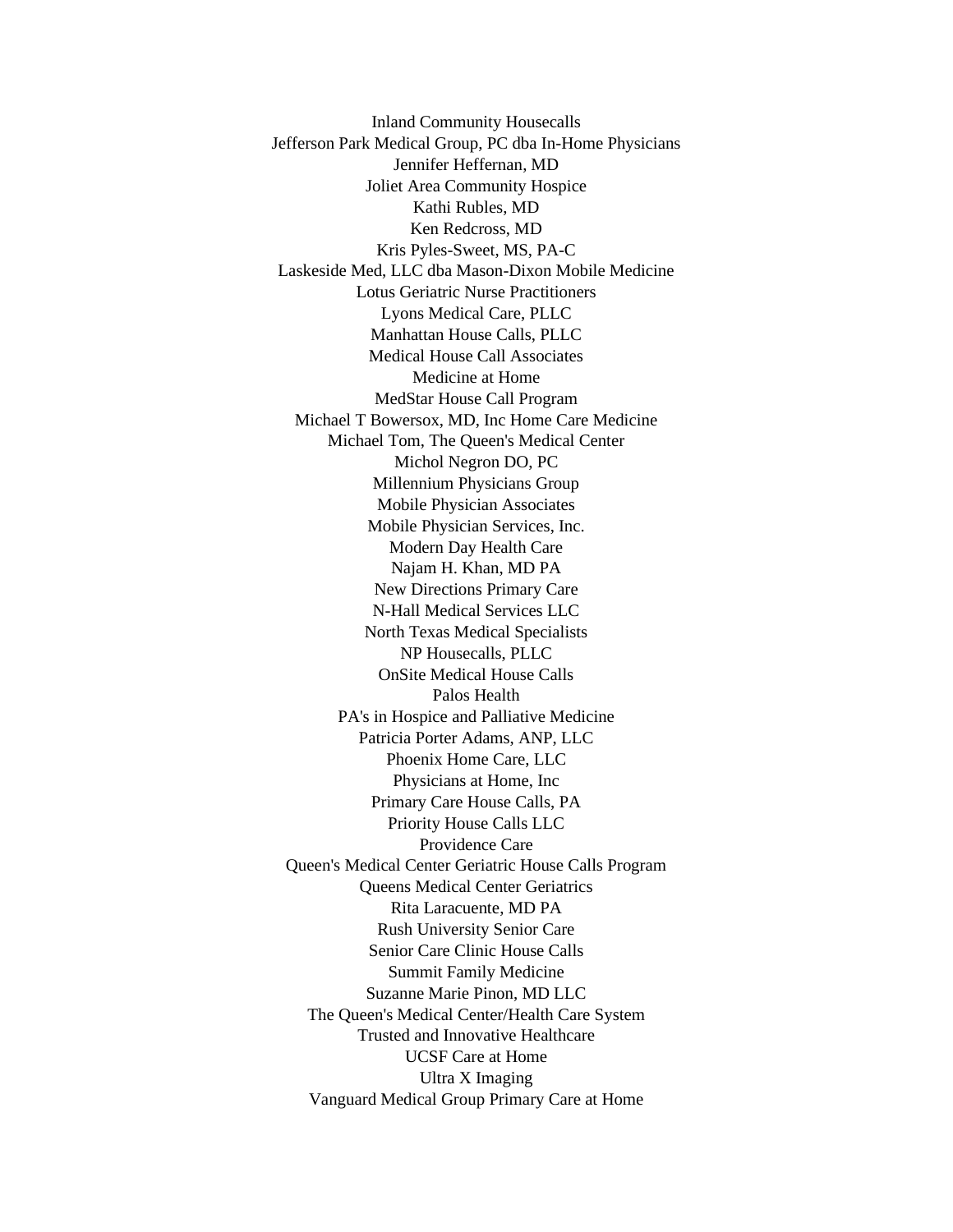Inland Community Housecalls

Jefferson Park Medical Group, PC dba In-Home Physicians

Jennifer Heffernan, MD

Joliet Area Community Hospice

Kathi Rubles, MD

Ken Redcross, MD

Kris Pyles-Sweet, MS, PA-C

Laskeside Med, LLC dba Mason-Dixon Mobile Medicine

Lotus Geriatric Nurse Practitioners

Lyons Medical Care, PLLC

Manhattan House Calls, PLLC

Medical House Call Associates

Medicine at Home

MedStar House Call Program

Michael T Bowersox, MD, Inc Home Care Medicine

Michael Tom, The Queen's Medical Center

Michol Negron DO, PC

Millennium Physicians Group

Mobile Physician Associates

Mobile Physician Services, Inc.

Modern Day Health Care

Najam H. Khan, MD PA

New Directions Primary Care

N-Hall Medical Services LLC

North Texas Medical Specialists

NP Housecalls, PLLC

OnSite Medical House Calls

Palos Health

PA's in Hospice and Palliative Medicine

Patricia Porter Adams, ANP, LLC

Phoenix Home Care, LLC

Physicians at Home, Inc

Primary Care House Calls, PA

Priority House Calls LLC

Providence Care

Queen's Medical Center Geriatric House Calls Program

Queens Medical Center Geriatrics

Rita Laracuente, MD PA

Rush University Senior Care

Senior Care Clinic House Calls

Summit Family Medicine

Suzanne Marie Pinon, MD LLC

The Queen's Medical Center/Health Care System

Trusted and Innovative Healthcare

UCSF Care at Home

Ultra X Imaging

Vanguard Medical Group Primary Care at Home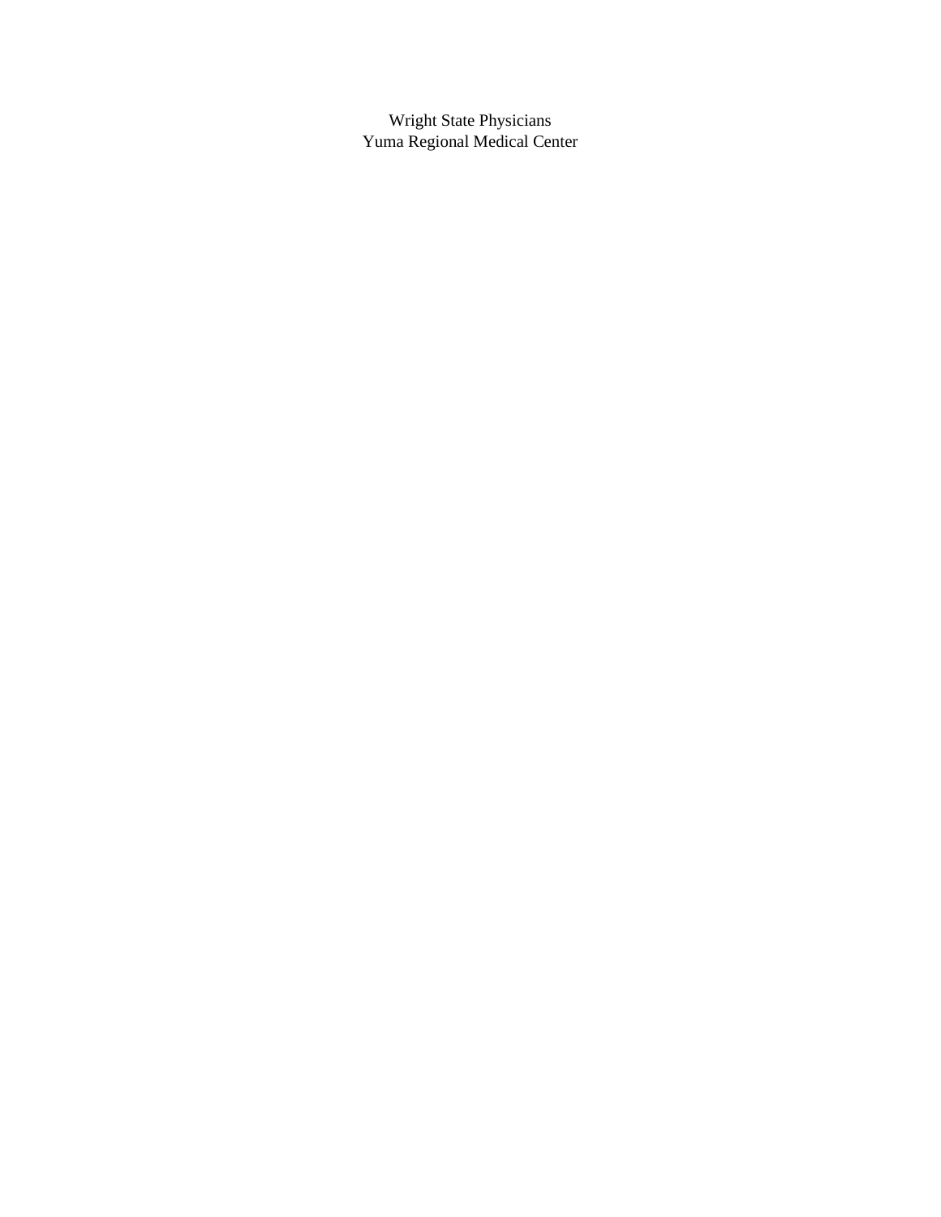Wright State Physicians
Yuma Regional Medical Center